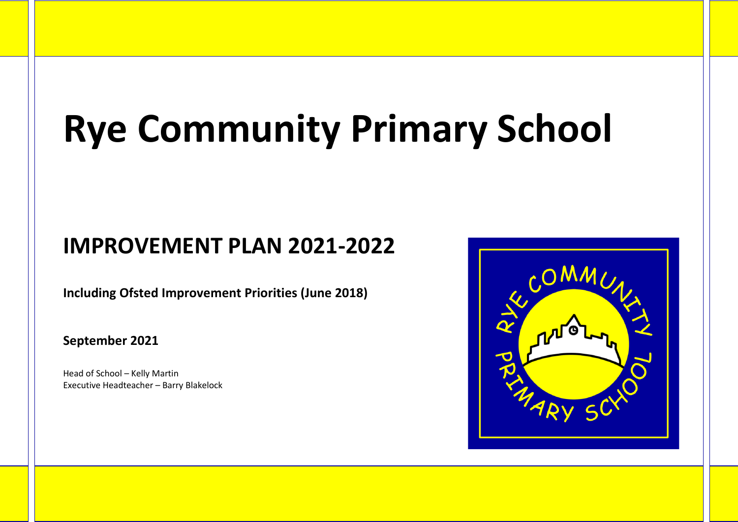# Rye Community Primary School

## IMPROVEMENT PLAN 2021-2022

**Including Ofsted Improvement Priorities (June 2018)**

**September 2021**

Head of School – Kelly Martin
Executive Headteacher – Barry Blakelock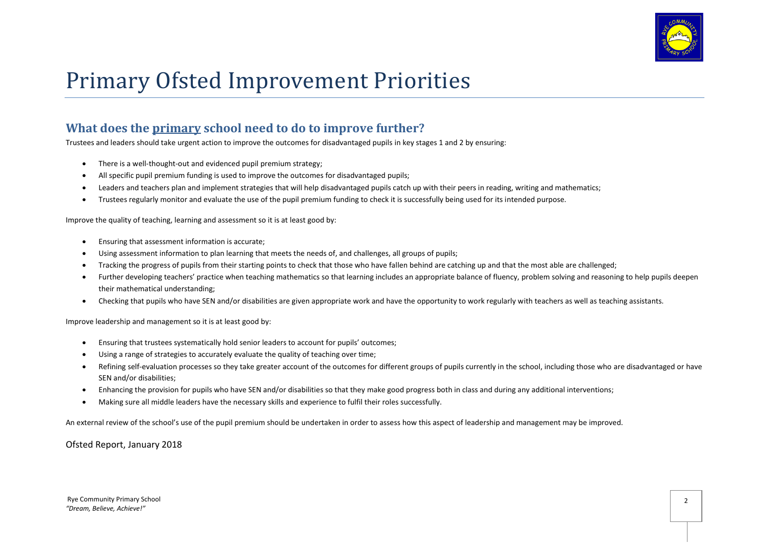# Primary Ofsted Improvement Priorities

## What does the <u>primary</u> school need to do to improve further?

Trustees and leaders should take urgent action to improve the outcomes for disadvantaged pupils in key stages 1 and 2 by ensuring:

- There is a well-thought-out and evidenced pupil premium strategy;
- All specific pupil premium funding is used to improve the outcomes for disadvantaged pupils;
- Leaders and teachers plan and implement strategies that will help disadvantaged pupils catch up with their peers in reading, writing and mathematics;
- Trustees regularly monitor and evaluate the use of the pupil premium funding to check it is successfully being used for its intended purpose.

Improve the quality of teaching, learning and assessment so it is at least good by:

- Ensuring that assessment information is accurate;
- Using assessment information to plan learning that meets the needs of, and challenges, all groups of pupils;
- Tracking the progress of pupils from their starting points to check that those who have fallen behind are catching up and that the most able are challenged;
- Further developing teachers' practice when teaching mathematics so that learning includes an appropriate balance of fluency, problem solving and reasoning to help pupils deepen their mathematical understanding;
- Checking that pupils who have SEN and/or disabilities are given appropriate work and have the opportunity to work regularly with teachers as well as teaching assistants.

Improve leadership and management so it is at least good by:

- Ensuring that trustees systematically hold senior leaders to account for pupils' outcomes;
- Using a range of strategies to accurately evaluate the quality of teaching over time;
- Refining self-evaluation processes so they take greater account of the outcomes for different groups of pupils currently in the school, including those who are disadvantaged or have SEN and/or disabilities;
- Enhancing the provision for pupils who have SEN and/or disabilities so that they make good progress both in class and during any additional interventions;
- Making sure all middle leaders have the necessary skills and experience to fulfil their roles successfully.

An external review of the school's use of the pupil premium should be undertaken in order to assess how this aspect of leadership and management may be improved.

Ofsted Report, January 2018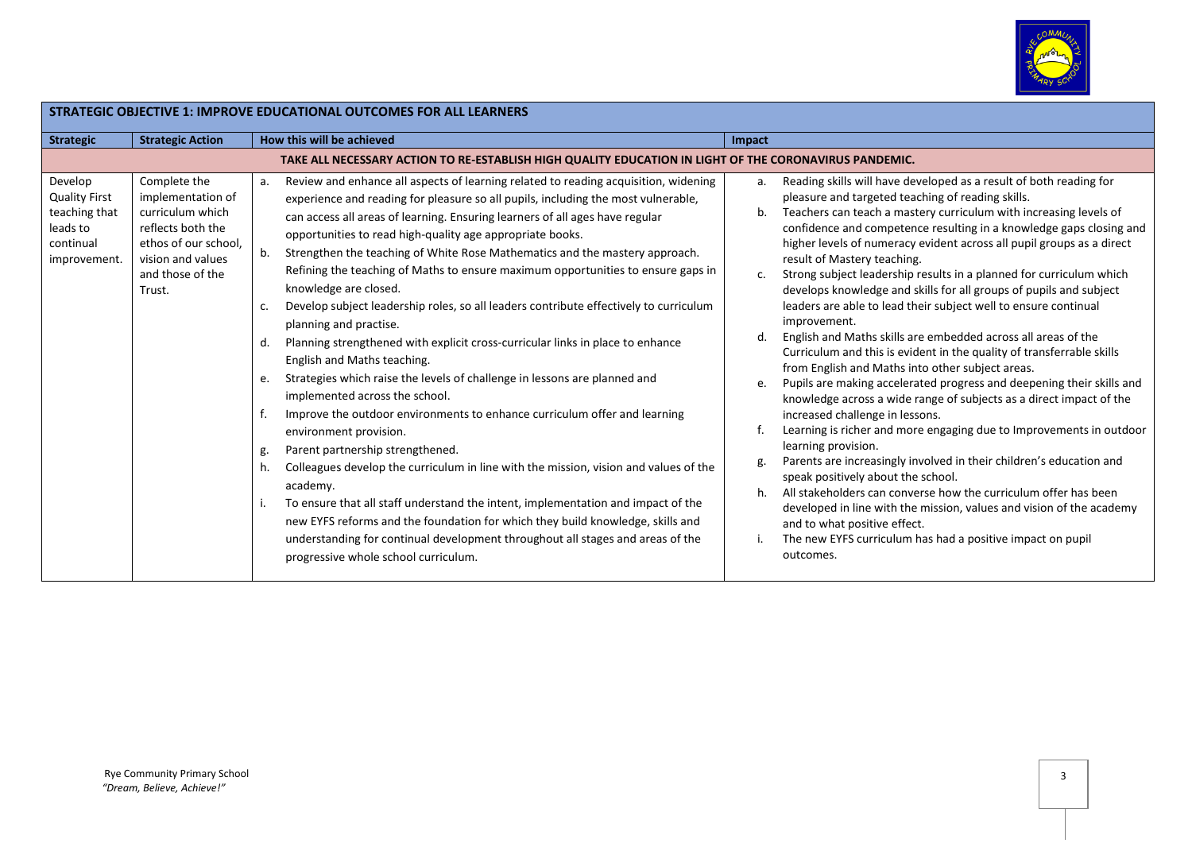| STRATEGIC OBJECTIVE 1: IMPROVE EDUCATIONAL OUTCOMES FOR ALL LEARNERS | | | |
|---|---|---|---|
| **Strategic** | **Strategic Action** | **How this will be achieved** | **Impact** |
| **TAKE ALL NECESSARY ACTION TO RE-ESTABLISH HIGH QUALITY EDUCATION IN LIGHT OF THE CORONAVIRUS PANDEMIC.** | | | |
| Develop Quality First teaching that leads to continual improvement. | Complete the implementation of curriculum which reflects both the ethos of our school, vision and values and those of the Trust. | a. Review and enhance all aspects of learning related to reading acquisition, widening experience and reading for pleasure so all pupils, including the most vulnerable, can access all areas of learning. Ensuring learners of all ages have regular opportunities to read high-quality age appropriate books.<br>b. Strengthen the teaching of White Rose Mathematics and the mastery approach. Refining the teaching of Maths to ensure maximum opportunities to ensure gaps in knowledge are closed.<br>c. Develop subject leadership roles, so all leaders contribute effectively to curriculum planning and practise.<br>d. Planning strengthened with explicit cross-curricular links in place to enhance English and Maths teaching.<br>e. Strategies which raise the levels of challenge in lessons are planned and implemented across the school.<br>f. Improve the outdoor environments to enhance curriculum offer and learning environment provision.<br>g. Parent partnership strengthened.<br>h. Colleagues develop the curriculum in line with the mission, vision and values of the academy.<br>i. To ensure that all staff understand the intent, implementation and impact of the new EYFS reforms and the foundation for which they build knowledge, skills and understanding for continual development throughout all stages and areas of the progressive whole school curriculum. | a. Reading skills will have developed as a result of both reading for pleasure and targeted teaching of reading skills.<br>b. Teachers can teach a mastery curriculum with increasing levels of confidence and competence resulting in a knowledge gaps closing and higher levels of numeracy evident across all pupil groups as a direct result of Mastery teaching.<br>c. Strong subject leadership results in a planned for curriculum which develops knowledge and skills for all groups of pupils and subject leaders are able to lead their subject well to ensure continual improvement.<br>d. English and Maths skills are embedded across all areas of the Curriculum and this is evident in the quality of transferrable skills from English and Maths into other subject areas.<br>e. Pupils are making accelerated progress and deepening their skills and knowledge across a wide range of subjects as a direct impact of the increased challenge in lessons.<br>f. Learning is richer and more engaging due to Improvements in outdoor learning provision.<br>g. Parents are increasingly involved in their children's education and speak positively about the school.<br>h. All stakeholders can converse how the curriculum offer has been developed in line with the mission, values and vision of the academy and to what positive effect.<br>i. The new EYFS curriculum has had a positive impact on pupil outcomes. |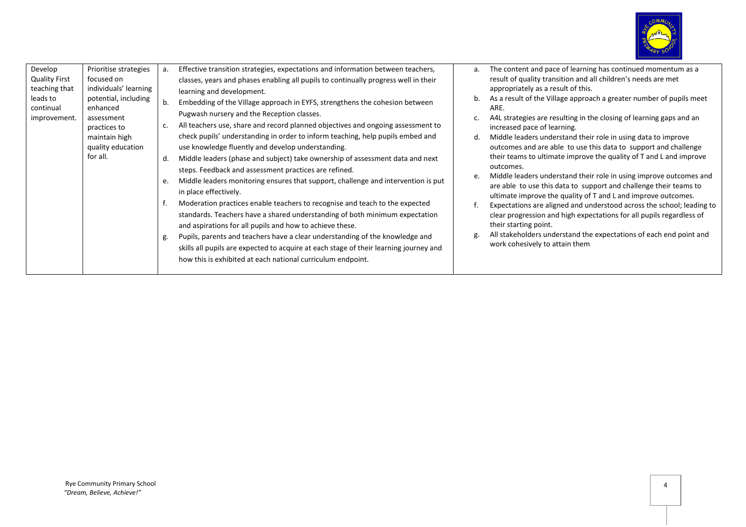| | | | |
|---|---|---|---|
| Develop Quality First teaching that leads to continual improvement. | Prioritise strategies focused on individuals' learning potential, including enhanced assessment practices to maintain high quality education for all. | a. Effective transition strategies, expectations and information between teachers, classes, years and phases enabling all pupils to continually progress well in their learning and development.<br>b. Embedding of the Village approach in EYFS, strengthens the cohesion between Pugwash nursery and the Reception classes.<br>c. All teachers use, share and record planned objectives and ongoing assessment to check pupils' understanding in order to inform teaching, help pupils embed and use knowledge fluently and develop understanding.<br>d. Middle leaders (phase and subject) take ownership of assessment data and next steps. Feedback and assessment practices are refined.<br>e. Middle leaders monitoring ensures that support, challenge and intervention is put in place effectively.<br>f. Moderation practices enable teachers to recognise and teach to the expected standards. Teachers have a shared understanding of both minimum expectation and aspirations for all pupils and how to achieve these.<br>g. Pupils, parents and teachers have a clear understanding of the knowledge and skills all pupils are expected to acquire at each stage of their learning journey and how this is exhibited at each national curriculum endpoint. | a. The content and pace of learning has continued momentum as a result of quality transition and all children's needs are met appropriately as a result of this.<br>b. As a result of the Village approach a greater number of pupils meet ARE.<br>c. A4L strategies are resulting in the closing of learning gaps and an increased pace of learning.<br>d. Middle leaders understand their role in using data to improve outcomes and are able to use this data to support and challenge their teams to ultimate improve the quality of T and L and improve outcomes.<br>e. Middle leaders understand their role in using improve outcomes and are able to use this data to support and challenge their teams to ultimate improve the quality of T and L and improve outcomes.<br>f. Expectations are aligned and understood across the school; leading to clear progression and high expectations for all pupils regardless of their starting point.<br>g. All stakeholders understand the expectations of each end point and work cohesively to attain them |

Rye Community Primary School
*"Dream, Believe, Achieve!"*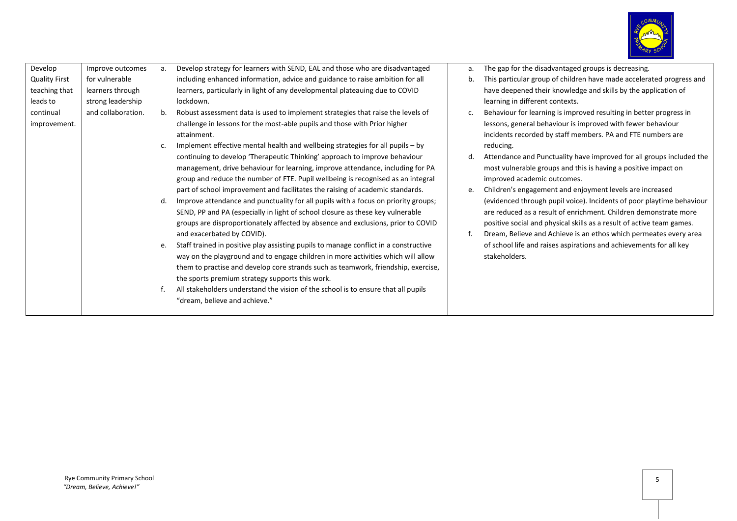| Develop Quality First teaching that leads to continual improvement. | Improve outcomes for vulnerable learners through strong leadership and collaboration. | a. Develop strategy for learners with SEND, EAL and those who are disadvantaged including enhanced information, advice and guidance to raise ambition for all learners, particularly in light of any developmental plateauing due to COVID lockdown.<br>b. Robust assessment data is used to implement strategies that raise the levels of challenge in lessons for the most-able pupils and those with Prior higher attainment.<br>c. Implement effective mental health and wellbeing strategies for all pupils – by continuing to develop 'Therapeutic Thinking' approach to improve behaviour management, drive behaviour for learning, improve attendance, including for PA group and reduce the number of FTE. Pupil wellbeing is recognised as an integral part of school improvement and facilitates the raising of academic standards.<br>d. Improve attendance and punctuality for all pupils with a focus on priority groups; SEND, PP and PA (especially in light of school closure as these key vulnerable groups are disproportionately affected by absence and exclusions, prior to COVID and exacerbated by COVID).<br>e. Staff trained in positive play assisting pupils to manage conflict in a constructive way on the playground and to engage children in more activities which will allow them to practise and develop core strands such as teamwork, friendship, exercise, the sports premium strategy supports this work.<br>f. All stakeholders understand the vision of the school is to ensure that all pupils "dream, believe and achieve." | a. The gap for the disadvantaged groups is decreasing.<br>b. This particular group of children have made accelerated progress and have deepened their knowledge and skills by the application of learning in different contexts.<br>c. Behaviour for learning is improved resulting in better progress in lessons, general behaviour is improved with fewer behaviour incidents recorded by staff members. PA and FTE numbers are reducing.<br>d. Attendance and Punctuality have improved for all groups included the most vulnerable groups and this is having a positive impact on improved academic outcomes.<br>e. Children's engagement and enjoyment levels are increased (evidenced through pupil voice). Incidents of poor playtime behaviour are reduced as a result of enrichment. Children demonstrate more positive social and physical skills as a result of active team games.<br>f. Dream, Believe and Achieve is an ethos which permeates every area of school life and raises aspirations and achievements for all key stakeholders. |
|---|---|---|---|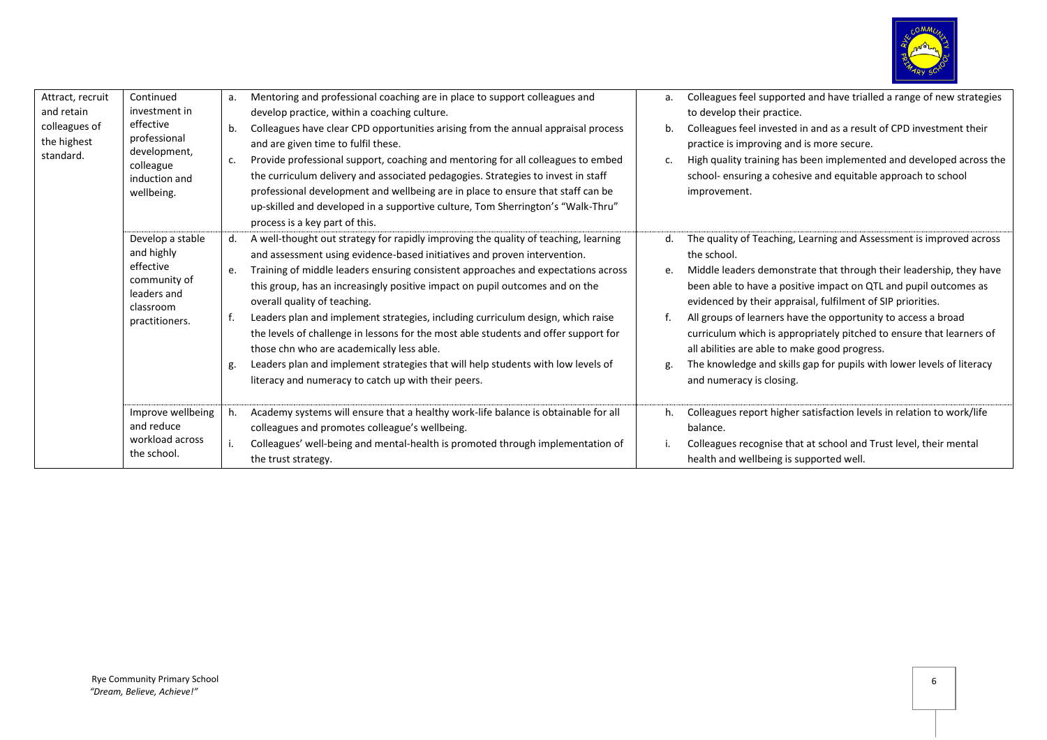| Attract, recruit and retain colleagues of the highest standard. | Continued investment in effective professional development, colleague induction and wellbeing. | a. Mentoring and professional coaching are in place to support colleagues and develop practice, within a coaching culture.<br>b. Colleagues have clear CPD opportunities arising from the annual appraisal process and are given time to fulfil these.<br>c. Provide professional support, coaching and mentoring for all colleagues to embed the curriculum delivery and associated pedagogies. Strategies to invest in staff professional development and wellbeing are in place to ensure that staff can be up-skilled and developed in a supportive culture, Tom Sherrington's "Walk-Thru" process is a key part of this. | a. Colleagues feel supported and have trialled a range of new strategies to develop their practice.<br>b. Colleagues feel invested in and as a result of CPD investment their practice is improving and is more secure.<br>c. High quality training has been implemented and developed across the school- ensuring a cohesive and equitable approach to school improvement. |
|---|---|---|---|
| | Develop a stable and highly effective community of leaders and classroom practitioners. | d. A well-thought out strategy for rapidly improving the quality of teaching, learning and assessment using evidence-based initiatives and proven intervention.<br>e. Training of middle leaders ensuring consistent approaches and expectations across this group, has an increasingly positive impact on pupil outcomes and on the overall quality of teaching.<br>f. Leaders plan and implement strategies, including curriculum design, which raise the levels of challenge in lessons for the most able students and offer support for those chn who are academically less able.<br>g. Leaders plan and implement strategies that will help students with low levels of literacy and numeracy to catch up with their peers. | d. The quality of Teaching, Learning and Assessment is improved across the school.<br>e. Middle leaders demonstrate that through their leadership, they have been able to have a positive impact on QTL and pupil outcomes as evidenced by their appraisal, fulfilment of SIP priorities.<br>f. All groups of learners have the opportunity to access a broad curriculum which is appropriately pitched to ensure that learners of all abilities are able to make good progress.<br>g. The knowledge and skills gap for pupils with lower levels of literacy and numeracy is closing. |
| | Improve wellbeing and reduce workload across the school. | h. Academy systems will ensure that a healthy work-life balance is obtainable for all colleagues and promotes colleague's wellbeing.<br>i. Colleagues' well-being and mental-health is promoted through implementation of the trust strategy. | h. Colleagues report higher satisfaction levels in relation to work/life balance.<br>i. Colleagues recognise that at school and Trust level, their mental health and wellbeing is supported well. |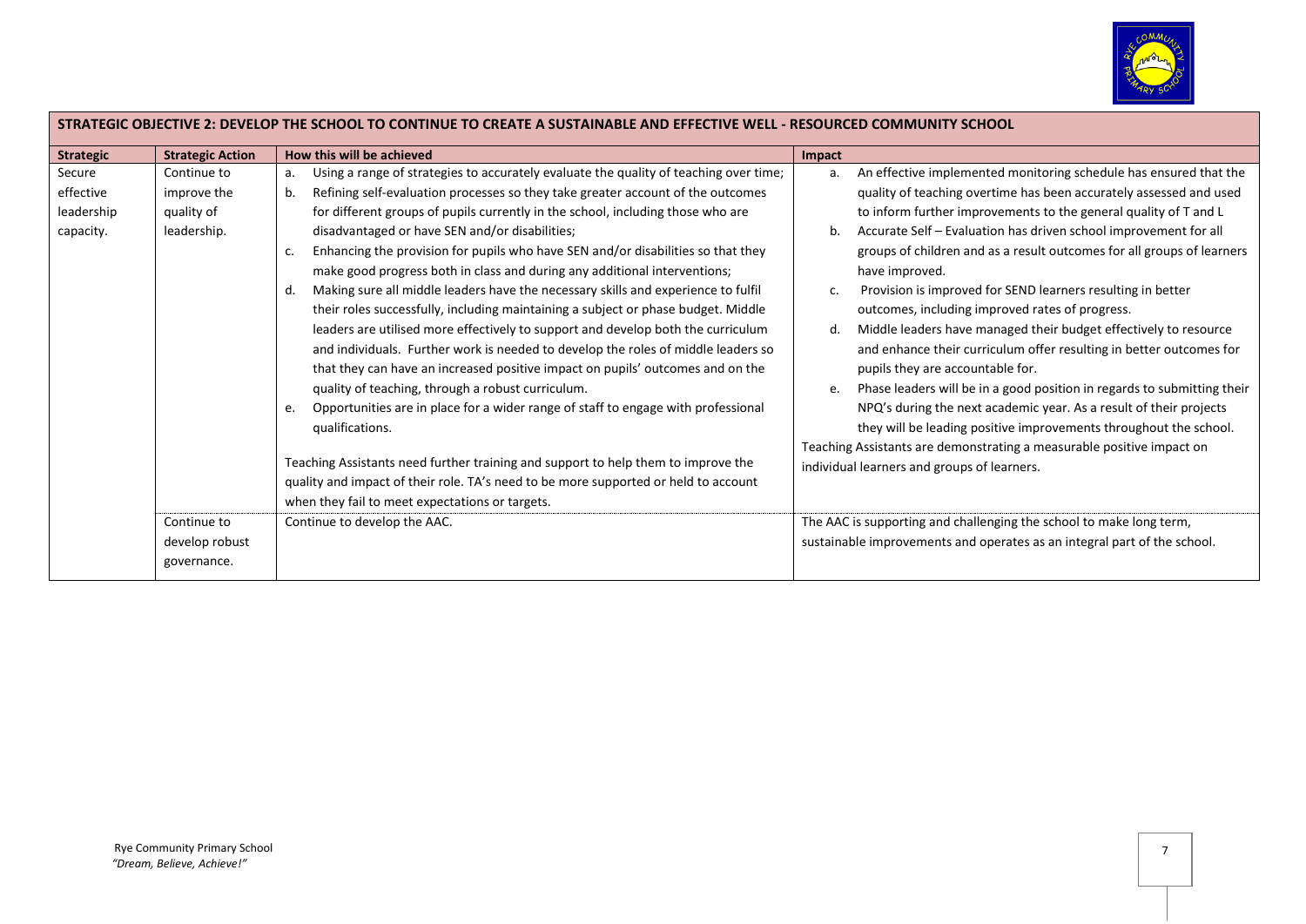| STRATEGIC OBJECTIVE 2: DEVELOP THE SCHOOL TO CONTINUE TO CREATE A SUSTAINABLE AND EFFECTIVE WELL - RESOURCED COMMUNITY SCHOOL | | | |
|---|---|---|---|
| **Strategic** | **Strategic Action** | **How this will be achieved** | **Impact** |
| Secure effective leadership capacity. | Continue to improve the quality of leadership. | a. Using a range of strategies to accurately evaluate the quality of teaching over time;<br>b. Refining self-evaluation processes so they take greater account of the outcomes for different groups of pupils currently in the school, including those who are disadvantaged or have SEN and/or disabilities;<br>c. Enhancing the provision for pupils who have SEN and/or disabilities so that they make good progress both in class and during any additional interventions;<br>d. Making sure all middle leaders have the necessary skills and experience to fulfil their roles successfully, including maintaining a subject or phase budget. Middle leaders are utilised more effectively to support and develop both the curriculum and individuals. Further work is needed to develop the roles of middle leaders so that they can have an increased positive impact on pupils' outcomes and on the quality of teaching, through a robust curriculum.<br>e. Opportunities are in place for a wider range of staff to engage with professional qualifications.<br><br>Teaching Assistants need further training and support to help them to improve the quality and impact of their role. TA's need to be more supported or held to account when they fail to meet expectations or targets. | a. An effective implemented monitoring schedule has ensured that the quality of teaching overtime has been accurately assessed and used to inform further improvements to the general quality of T and L<br>b. Accurate Self – Evaluation has driven school improvement for all groups of children and as a result outcomes for all groups of learners have improved.<br>c. Provision is improved for SEND learners resulting in better outcomes, including improved rates of progress.<br>d. Middle leaders have managed their budget effectively to resource and enhance their curriculum offer resulting in better outcomes for pupils they are accountable for.<br>e. Phase leaders will be in a good position in regards to submitting their NPQ's during the next academic year. As a result of their projects they will be leading positive improvements throughout the school.<br>Teaching Assistants are demonstrating a measurable positive impact on individual learners and groups of learners. |
| | Continue to develop robust governance. | Continue to develop the AAC. | The AAC is supporting and challenging the school to make long term, sustainable improvements and operates as an integral part of the school. |

Rye Community Primary School
*"Dream, Believe, Achieve!"*